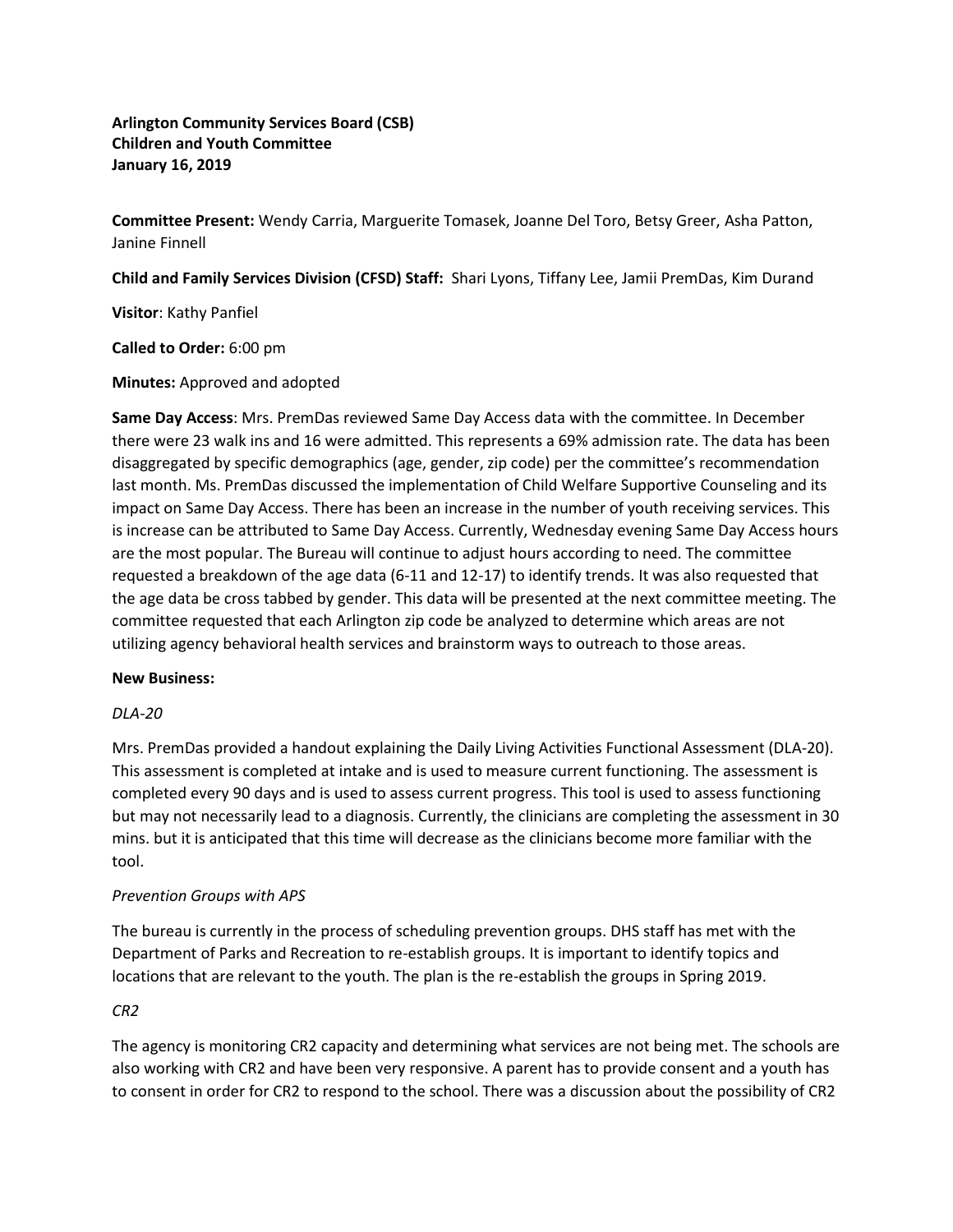**Arlington Community Services Board (CSB)**
**Children and Youth Committee**
**January 16, 2019**

**Committee Present:** Wendy Carria, Marguerite Tomasek, Joanne Del Toro, Betsy Greer, Asha Patton, Janine Finnell

**Child and Family Services Division (CFSD) Staff:** Shari Lyons, Tiffany Lee, Jamii PremDas, Kim Durand

**Visitor**: Kathy Panfiel

**Called to Order:** 6:00 pm

**Minutes:** Approved and adopted

**Same Day Access**: Mrs. PremDas reviewed Same Day Access data with the committee. In December there were 23 walk ins and 16 were admitted. This represents a 69% admission rate. The data has been disaggregated by specific demographics (age, gender, zip code) per the committee's recommendation last month. Ms. PremDas discussed the implementation of Child Welfare Supportive Counseling and its impact on Same Day Access. There has been an increase in the number of youth receiving services. This is increase can be attributed to Same Day Access. Currently, Wednesday evening Same Day Access hours are the most popular. The Bureau will continue to adjust hours according to need. The committee requested a breakdown of the age data (6-11 and 12-17) to identify trends. It was also requested that the age data be cross tabbed by gender. This data will be presented at the next committee meeting. The committee requested that each Arlington zip code be analyzed to determine which areas are not utilizing agency behavioral health services and brainstorm ways to outreach to those areas.

**New Business:**

*DLA-20*

Mrs. PremDas provided a handout explaining the Daily Living Activities Functional Assessment (DLA-20). This assessment is completed at intake and is used to measure current functioning. The assessment is completed every 90 days and is used to assess current progress. This tool is used to assess functioning but may not necessarily lead to a diagnosis. Currently, the clinicians are completing the assessment in 30 mins. but it is anticipated that this time will decrease as the clinicians become more familiar with the tool.

*Prevention Groups with APS*

The bureau is currently in the process of scheduling prevention groups. DHS staff has met with the Department of Parks and Recreation to re-establish groups. It is important to identify topics and locations that are relevant to the youth. The plan is the re-establish the groups in Spring 2019.

*CR2*

The agency is monitoring CR2 capacity and determining what services are not being met. The schools are also working with CR2 and have been very responsive. A parent has to provide consent and a youth has to consent in order for CR2 to respond to the school. There was a discussion about the possibility of CR2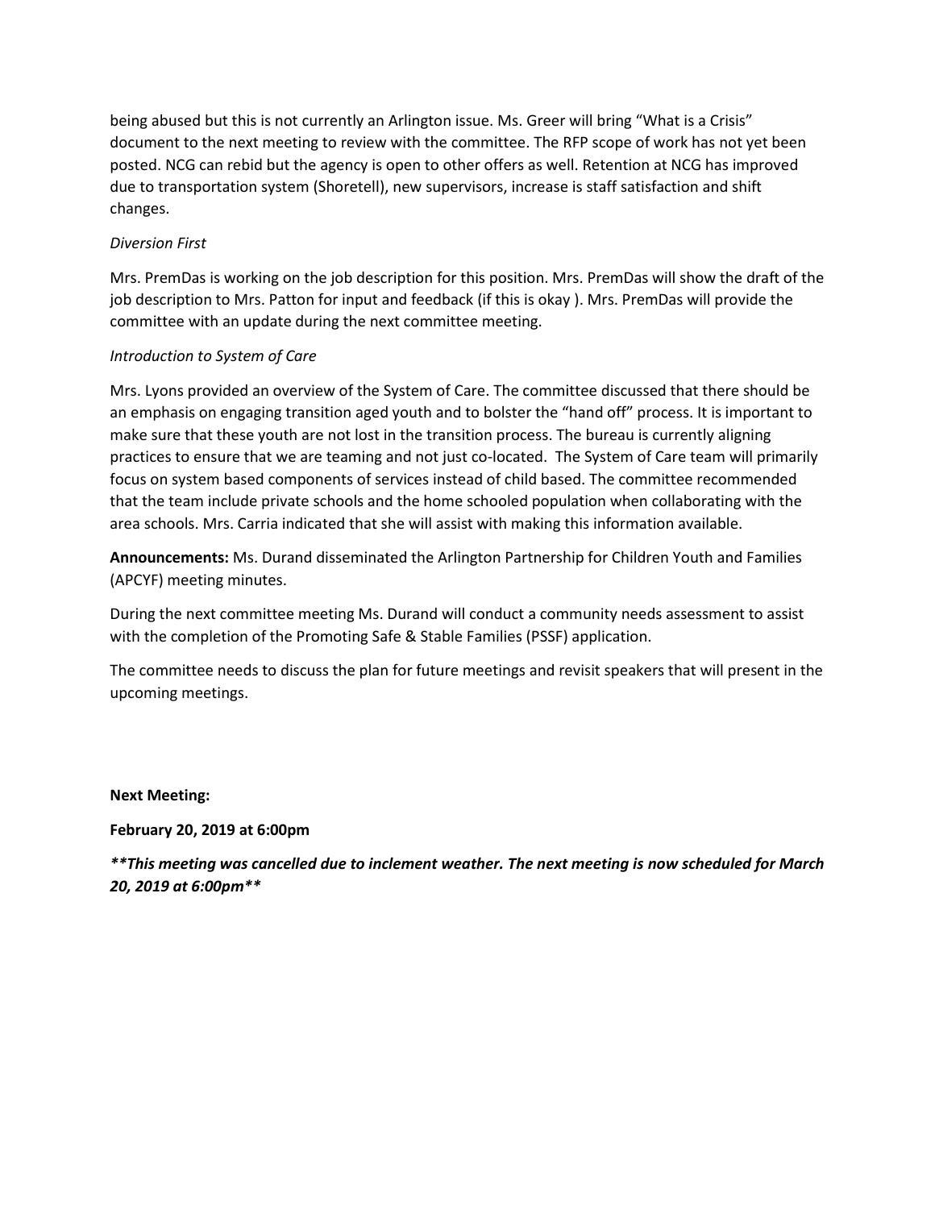being abused but this is not currently an Arlington issue. Ms. Greer will bring "What is a Crisis" document to the next meeting to review with the committee. The RFP scope of work has not yet been posted. NCG can rebid but the agency is open to other offers as well. Retention at NCG has improved due to transportation system (Shoretell), new supervisors, increase is staff satisfaction and shift changes.

*Diversion First*

Mrs. PremDas is working on the job description for this position. Mrs. PremDas will show the draft of the job description to Mrs. Patton for input and feedback (if this is okay ). Mrs. PremDas will provide the committee with an update during the next committee meeting.

*Introduction to System of Care*

Mrs. Lyons provided an overview of the System of Care. The committee discussed that there should be an emphasis on engaging transition aged youth and to bolster the "hand off" process. It is important to make sure that these youth are not lost in the transition process. The bureau is currently aligning practices to ensure that we are teaming and not just co-located. The System of Care team will primarily focus on system based components of services instead of child based. The committee recommended that the team include private schools and the home schooled population when collaborating with the area schools. Mrs. Carria indicated that she will assist with making this information available.

**Announcements:** Ms. Durand disseminated the Arlington Partnership for Children Youth and Families (APCYF) meeting minutes.

During the next committee meeting Ms. Durand will conduct a community needs assessment to assist with the completion of the Promoting Safe & Stable Families (PSSF) application.

The committee needs to discuss the plan for future meetings and revisit speakers that will present in the upcoming meetings.

**Next Meeting:**

**February 20, 2019 at 6:00pm**

***\*\*This meeting was cancelled due to inclement weather. The next meeting is now scheduled for March 20, 2019 at 6:00pm\*\****